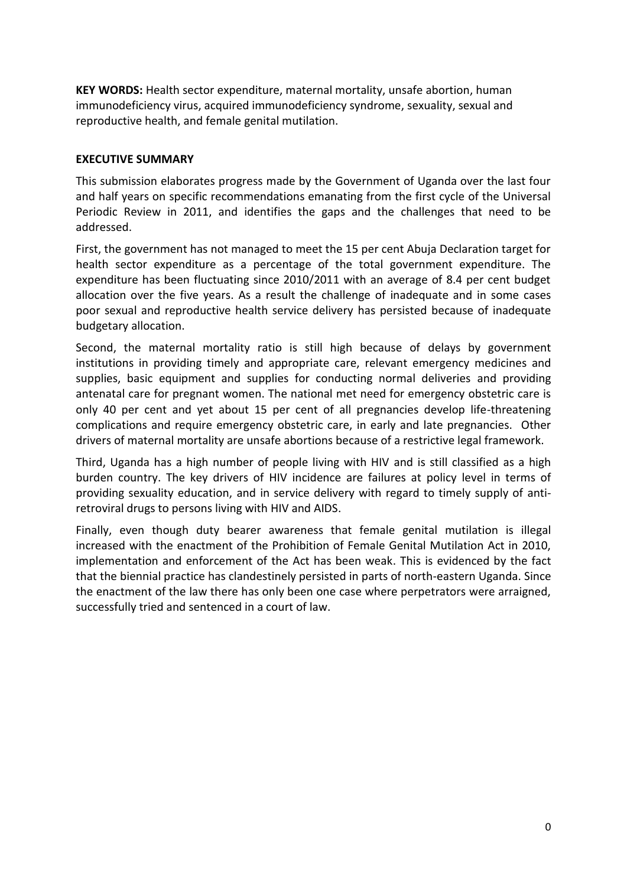**KEY WORDS:** Health sector expenditure, maternal mortality, unsafe abortion, human immunodeficiency virus, acquired immunodeficiency syndrome, sexuality, sexual and reproductive health, and female genital mutilation.

## EXECUTIVE SUMMARY

This submission elaborates progress made by the Government of Uganda over the last four and half years on specific recommendations emanating from the first cycle of the Universal Periodic Review in 2011, and identifies the gaps and the challenges that need to be addressed.

First, the government has not managed to meet the 15 per cent Abuja Declaration target for health sector expenditure as a percentage of the total government expenditure. The expenditure has been fluctuating since 2010/2011 with an average of 8.4 per cent budget allocation over the five years. As a result the challenge of inadequate and in some cases poor sexual and reproductive health service delivery has persisted because of inadequate budgetary allocation.

Second, the maternal mortality ratio is still high because of delays by government institutions in providing timely and appropriate care, relevant emergency medicines and supplies, basic equipment and supplies for conducting normal deliveries and providing antenatal care for pregnant women. The national met need for emergency obstetric care is only 40 per cent and yet about 15 per cent of all pregnancies develop life-threatening complications and require emergency obstetric care, in early and late pregnancies. Other drivers of maternal mortality are unsafe abortions because of a restrictive legal framework.

Third, Uganda has a high number of people living with HIV and is still classified as a high burden country. The key drivers of HIV incidence are failures at policy level in terms of providing sexuality education, and in service delivery with regard to timely supply of anti-retroviral drugs to persons living with HIV and AIDS.

Finally, even though duty bearer awareness that female genital mutilation is illegal increased with the enactment of the Prohibition of Female Genital Mutilation Act in 2010, implementation and enforcement of the Act has been weak. This is evidenced by the fact that the biennial practice has clandestinely persisted in parts of north-eastern Uganda. Since the enactment of the law there has only been one case where perpetrators were arraigned, successfully tried and sentenced in a court of law.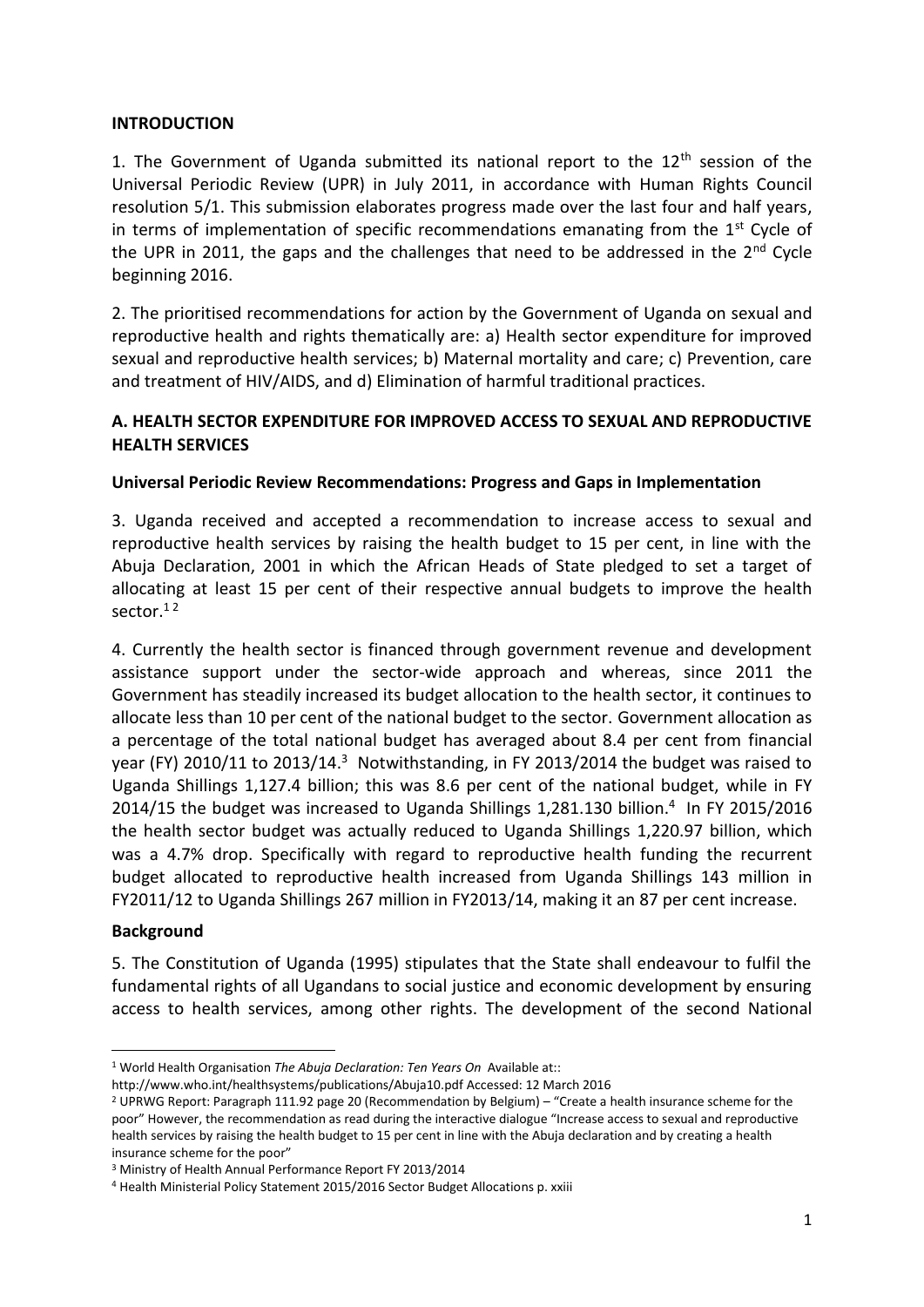## INTRODUCTION

1. The Government of Uganda submitted its national report to the 12th session of the Universal Periodic Review (UPR) in July 2011, in accordance with Human Rights Council resolution 5/1. This submission elaborates progress made over the last four and half years, in terms of implementation of specific recommendations emanating from the 1st Cycle of the UPR in 2011, the gaps and the challenges that need to be addressed in the 2nd Cycle beginning 2016.

2. The prioritised recommendations for action by the Government of Uganda on sexual and reproductive health and rights thematically are: a) Health sector expenditure for improved sexual and reproductive health services; b) Maternal mortality and care; c) Prevention, care and treatment of HIV/AIDS, and d) Elimination of harmful traditional practices.

## A. HEALTH SECTOR EXPENDITURE FOR IMPROVED ACCESS TO SEXUAL AND REPRODUCTIVE HEALTH SERVICES

### Universal Periodic Review Recommendations: Progress and Gaps in Implementation

3. Uganda received and accepted a recommendation to increase access to sexual and reproductive health services by raising the health budget to 15 per cent, in line with the Abuja Declaration, 2001 in which the African Heads of State pledged to set a target of allocating at least 15 per cent of their respective annual budgets to improve the health sector.[1 2]

4. Currently the health sector is financed through government revenue and development assistance support under the sector-wide approach and whereas, since 2011 the Government has steadily increased its budget allocation to the health sector, it continues to allocate less than 10 per cent of the national budget to the sector. Government allocation as a percentage of the total national budget has averaged about 8.4 per cent from financial year (FY) 2010/11 to 2013/14.[3] Notwithstanding, in FY 2013/2014 the budget was raised to Uganda Shillings 1,127.4 billion; this was 8.6 per cent of the national budget, while in FY 2014/15 the budget was increased to Uganda Shillings 1,281.130 billion.[4] In FY 2015/2016 the health sector budget was actually reduced to Uganda Shillings 1,220.97 billion, which was a 4.7% drop. Specifically with regard to reproductive health funding the recurrent budget allocated to reproductive health increased from Uganda Shillings 143 million in FY2011/12 to Uganda Shillings 267 million in FY2013/14, making it an 87 per cent increase.

### Background

5. The Constitution of Uganda (1995) stipulates that the State shall endeavour to fulfil the fundamental rights of all Ugandans to social justice and economic development by ensuring access to health services, among other rights. The development of the second National

---

[1] World Health Organisation *The Abuja Declaration: Ten Years On* Available at:: http://www.who.int/healthsystems/publications/Abuja10.pdf Accessed: 12 March 2016

[2] UPRWG Report: Paragraph 111.92 page 20 (Recommendation by Belgium) – "Create a health insurance scheme for the poor" However, the recommendation as read during the interactive dialogue "Increase access to sexual and reproductive health services by raising the health budget to 15 per cent in line with the Abuja declaration and by creating a health insurance scheme for the poor"

[3] Ministry of Health Annual Performance Report FY 2013/2014

[4] Health Ministerial Policy Statement 2015/2016 Sector Budget Allocations p. xxiii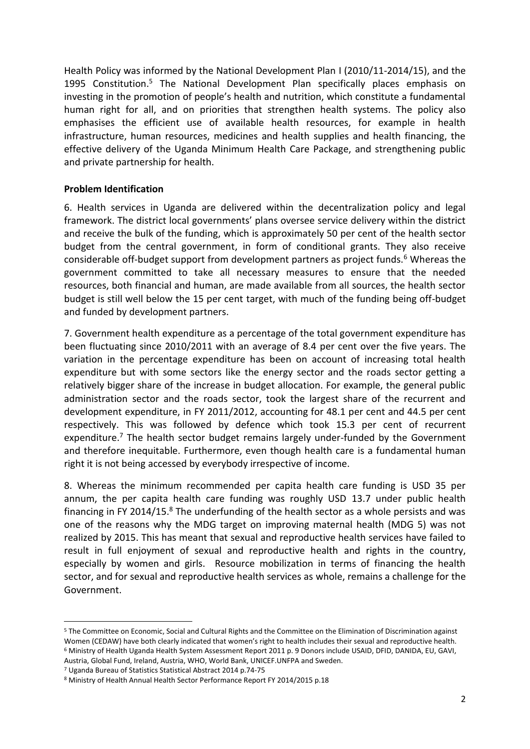Health Policy was informed by the National Development Plan I (2010/11-2014/15), and the 1995 Constitution.[5] The National Development Plan specifically places emphasis on investing in the promotion of people's health and nutrition, which constitute a fundamental human right for all, and on priorities that strengthen health systems. The policy also emphasises the efficient use of available health resources, for example in health infrastructure, human resources, medicines and health supplies and health financing, the effective delivery of the Uganda Minimum Health Care Package, and strengthening public and private partnership for health.

**Problem Identification**

6. Health services in Uganda are delivered within the decentralization policy and legal framework. The district local governments' plans oversee service delivery within the district and receive the bulk of the funding, which is approximately 50 per cent of the health sector budget from the central government, in form of conditional grants. They also receive considerable off-budget support from development partners as project funds.[6] Whereas the government committed to take all necessary measures to ensure that the needed resources, both financial and human, are made available from all sources, the health sector budget is still well below the 15 per cent target, with much of the funding being off-budget and funded by development partners.

7. Government health expenditure as a percentage of the total government expenditure has been fluctuating since 2010/2011 with an average of 8.4 per cent over the five years. The variation in the percentage expenditure has been on account of increasing total health expenditure but with some sectors like the energy sector and the roads sector getting a relatively bigger share of the increase in budget allocation. For example, the general public administration sector and the roads sector, took the largest share of the recurrent and development expenditure, in FY 2011/2012, accounting for 48.1 per cent and 44.5 per cent respectively. This was followed by defence which took 15.3 per cent of recurrent expenditure.[7] The health sector budget remains largely under-funded by the Government and therefore inequitable. Furthermore, even though health care is a fundamental human right it is not being accessed by everybody irrespective of income.

8. Whereas the minimum recommended per capita health care funding is USD 35 per annum, the per capita health care funding was roughly USD 13.7 under public health financing in FY 2014/15.[8] The underfunding of the health sector as a whole persists and was one of the reasons why the MDG target on improving maternal health (MDG 5) was not realized by 2015. This has meant that sexual and reproductive health services have failed to result in full enjoyment of sexual and reproductive health and rights in the country, especially by women and girls. Resource mobilization in terms of financing the health sector, and for sexual and reproductive health services as whole, remains a challenge for the Government.

---

[5] The Committee on Economic, Social and Cultural Rights and the Committee on the Elimination of Discrimination against Women (CEDAW) have both clearly indicated that women's right to health includes their sexual and reproductive health.

[6] Ministry of Health Uganda Health System Assessment Report 2011 p. 9 Donors include USAID, DFID, DANIDA, EU, GAVI, Austria, Global Fund, Ireland, Austria, WHO, World Bank, UNICEF.UNFPA and Sweden.

[7] Uganda Bureau of Statistics Statistical Abstract 2014 p.74-75

[8] Ministry of Health Annual Health Sector Performance Report FY 2014/2015 p.18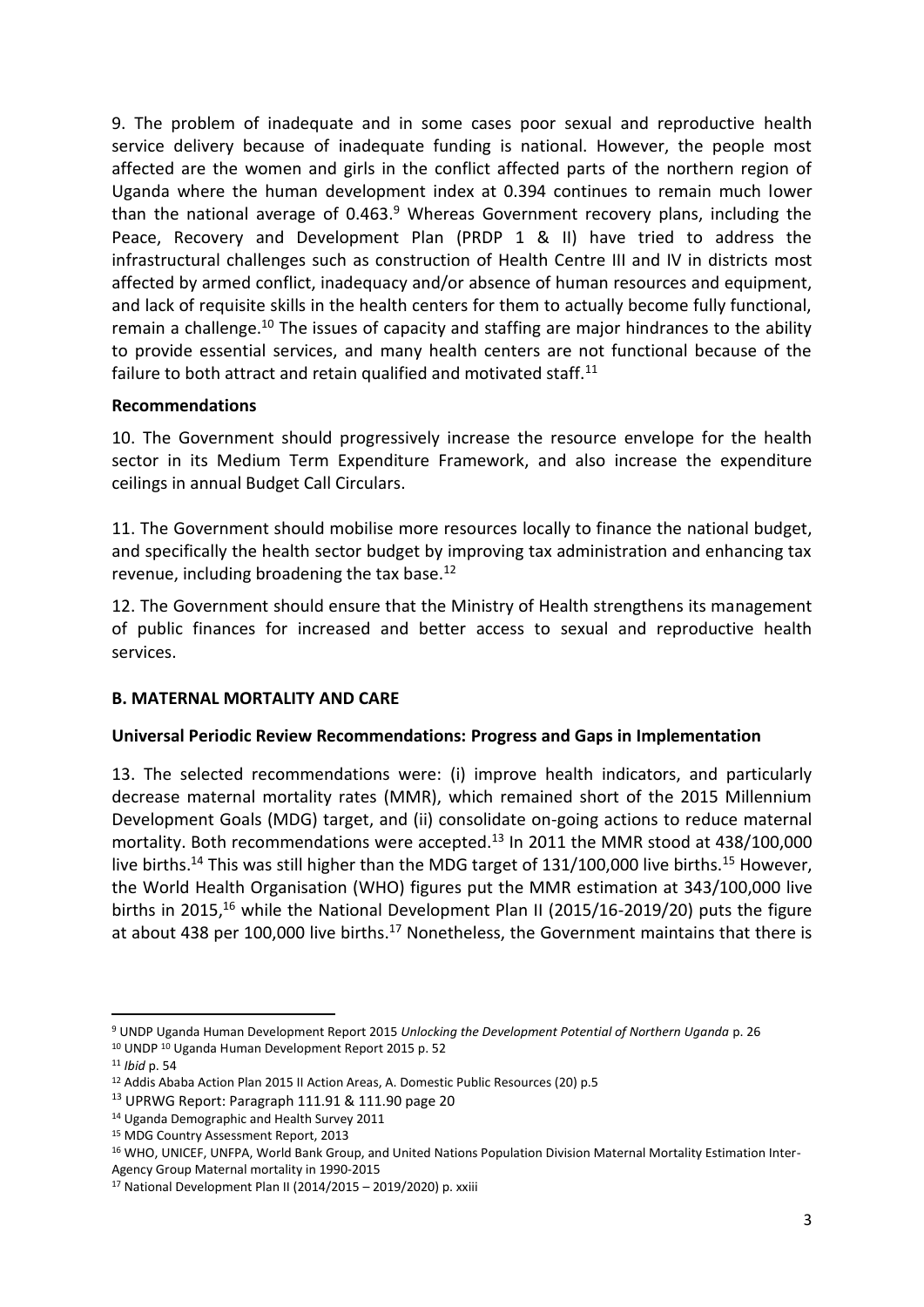9. The problem of inadequate and in some cases poor sexual and reproductive health service delivery because of inadequate funding is national. However, the people most affected are the women and girls in the conflict affected parts of the northern region of Uganda where the human development index at 0.394 continues to remain much lower than the national average of 0.463.[9] Whereas Government recovery plans, including the Peace, Recovery and Development Plan (PRDP 1 & II) have tried to address the infrastructural challenges such as construction of Health Centre III and IV in districts most affected by armed conflict, inadequacy and/or absence of human resources and equipment, and lack of requisite skills in the health centers for them to actually become fully functional, remain a challenge.[10] The issues of capacity and staffing are major hindrances to the ability to provide essential services, and many health centers are not functional because of the failure to both attract and retain qualified and motivated staff.[11]

**Recommendations**

10. The Government should progressively increase the resource envelope for the health sector in its Medium Term Expenditure Framework, and also increase the expenditure ceilings in annual Budget Call Circulars.

11. The Government should mobilise more resources locally to finance the national budget, and specifically the health sector budget by improving tax administration and enhancing tax revenue, including broadening the tax base.[12]

12. The Government should ensure that the Ministry of Health strengthens its management of public finances for increased and better access to sexual and reproductive health services.

## B. MATERNAL MORTALITY AND CARE

**Universal Periodic Review Recommendations: Progress and Gaps in Implementation**

13. The selected recommendations were: (i) improve health indicators, and particularly decrease maternal mortality rates (MMR), which remained short of the 2015 Millennium Development Goals (MDG) target, and (ii) consolidate on-going actions to reduce maternal mortality. Both recommendations were accepted.[13] In 2011 the MMR stood at 438/100,000 live births.[14] This was still higher than the MDG target of 131/100,000 live births.[15] However, the World Health Organisation (WHO) figures put the MMR estimation at 343/100,000 live births in 2015,[16] while the National Development Plan II (2015/16-2019/20) puts the figure at about 438 per 100,000 live births.[17] Nonetheless, the Government maintains that there is

---

[9] UNDP Uganda Human Development Report 2015 *Unlocking the Development Potential of Northern Uganda* p. 26

[10] UNDP [10] Uganda Human Development Report 2015 p. 52

[11] *Ibid* p. 54

[12] Addis Ababa Action Plan 2015 II Action Areas, A. Domestic Public Resources (20) p.5

[13] UPRWG Report: Paragraph 111.91 & 111.90 page 20

[14] Uganda Demographic and Health Survey 2011

[15] MDG Country Assessment Report, 2013

[16] WHO, UNICEF, UNFPA, World Bank Group, and United Nations Population Division Maternal Mortality Estimation Inter-Agency Group Maternal mortality in 1990-2015

[17] National Development Plan II (2014/2015 – 2019/2020) p. xxiii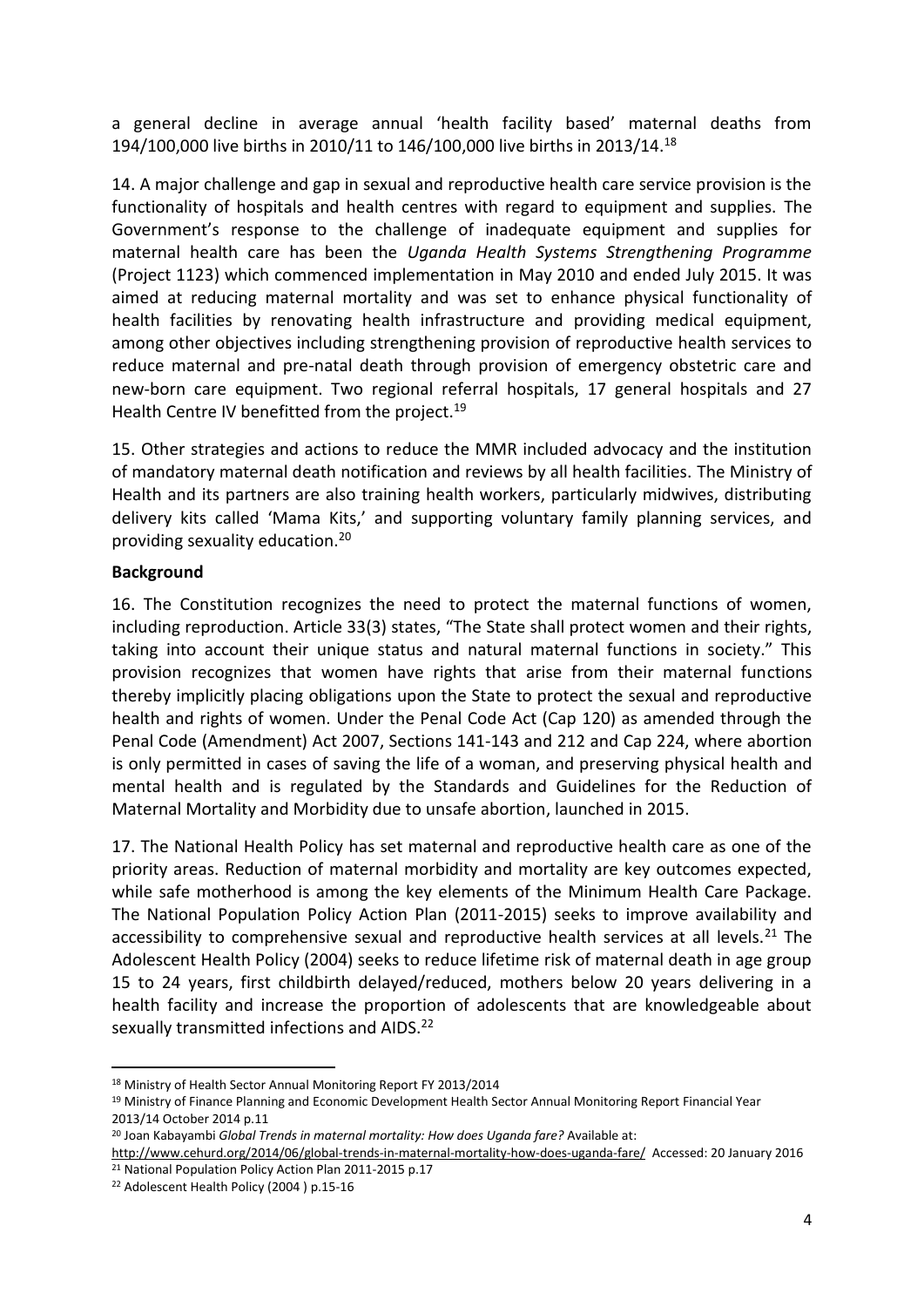a general decline in average annual 'health facility based' maternal deaths from 194/100,000 live births in 2010/11 to 146/100,000 live births in 2013/14.[18]

14. A major challenge and gap in sexual and reproductive health care service provision is the functionality of hospitals and health centres with regard to equipment and supplies. The Government's response to the challenge of inadequate equipment and supplies for maternal health care has been the *Uganda Health Systems Strengthening Programme* (Project 1123) which commenced implementation in May 2010 and ended July 2015. It was aimed at reducing maternal mortality and was set to enhance physical functionality of health facilities by renovating health infrastructure and providing medical equipment, among other objectives including strengthening provision of reproductive health services to reduce maternal and pre-natal death through provision of emergency obstetric care and new-born care equipment. Two regional referral hospitals, 17 general hospitals and 27 Health Centre IV benefitted from the project.[19]

15. Other strategies and actions to reduce the MMR included advocacy and the institution of mandatory maternal death notification and reviews by all health facilities. The Ministry of Health and its partners are also training health workers, particularly midwives, distributing delivery kits called 'Mama Kits,' and supporting voluntary family planning services, and providing sexuality education.[20]

**Background**

16. The Constitution recognizes the need to protect the maternal functions of women, including reproduction. Article 33(3) states, "The State shall protect women and their rights, taking into account their unique status and natural maternal functions in society." This provision recognizes that women have rights that arise from their maternal functions thereby implicitly placing obligations upon the State to protect the sexual and reproductive health and rights of women. Under the Penal Code Act (Cap 120) as amended through the Penal Code (Amendment) Act 2007, Sections 141-143 and 212 and Cap 224, where abortion is only permitted in cases of saving the life of a woman, and preserving physical health and mental health and is regulated by the Standards and Guidelines for the Reduction of Maternal Mortality and Morbidity due to unsafe abortion, launched in 2015.

17. The National Health Policy has set maternal and reproductive health care as one of the priority areas. Reduction of maternal morbidity and mortality are key outcomes expected, while safe motherhood is among the key elements of the Minimum Health Care Package. The National Population Policy Action Plan (2011-2015) seeks to improve availability and accessibility to comprehensive sexual and reproductive health services at all levels.[21] The Adolescent Health Policy (2004) seeks to reduce lifetime risk of maternal death in age group 15 to 24 years, first childbirth delayed/reduced, mothers below 20 years delivering in a health facility and increase the proportion of adolescents that are knowledgeable about sexually transmitted infections and AIDS.[22]

---

[18] Ministry of Health Sector Annual Monitoring Report FY 2013/2014

[19] Ministry of Finance Planning and Economic Development Health Sector Annual Monitoring Report Financial Year 2013/14 October 2014 p.11

[20] Joan Kabayambi *Global Trends in maternal mortality: How does Uganda fare?* Available at: http://www.cehurd.org/2014/06/global-trends-in-maternal-mortality-how-does-uganda-fare/ Accessed: 20 January 2016

[21] National Population Policy Action Plan 2011-2015 p.17

[22] Adolescent Health Policy (2004 ) p.15-16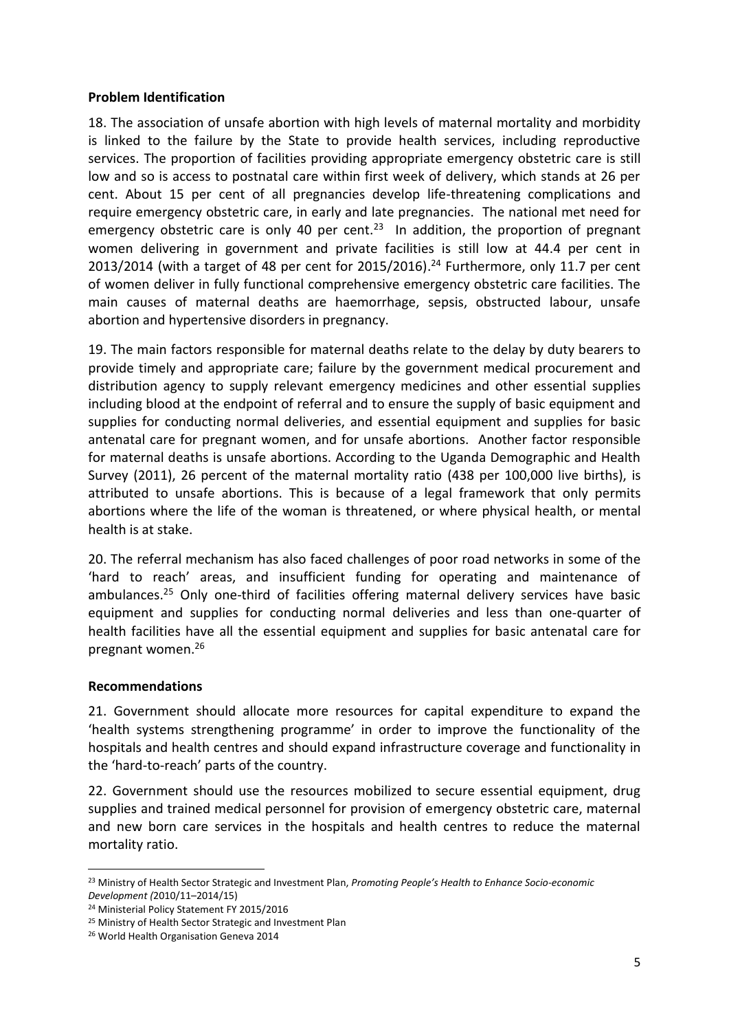**Problem Identification**

18. The association of unsafe abortion with high levels of maternal mortality and morbidity is linked to the failure by the State to provide health services, including reproductive services. The proportion of facilities providing appropriate emergency obstetric care is still low and so is access to postnatal care within first week of delivery, which stands at 26 per cent. About 15 per cent of all pregnancies develop life-threatening complications and require emergency obstetric care, in early and late pregnancies. The national met need for emergency obstetric care is only 40 per cent.[23] In addition, the proportion of pregnant women delivering in government and private facilities is still low at 44.4 per cent in 2013/2014 (with a target of 48 per cent for 2015/2016).[24] Furthermore, only 11.7 per cent of women deliver in fully functional comprehensive emergency obstetric care facilities. The main causes of maternal deaths are haemorrhage, sepsis, obstructed labour, unsafe abortion and hypertensive disorders in pregnancy.

19. The main factors responsible for maternal deaths relate to the delay by duty bearers to provide timely and appropriate care; failure by the government medical procurement and distribution agency to supply relevant emergency medicines and other essential supplies including blood at the endpoint of referral and to ensure the supply of basic equipment and supplies for conducting normal deliveries, and essential equipment and supplies for basic antenatal care for pregnant women, and for unsafe abortions. Another factor responsible for maternal deaths is unsafe abortions. According to the Uganda Demographic and Health Survey (2011), 26 percent of the maternal mortality ratio (438 per 100,000 live births), is attributed to unsafe abortions. This is because of a legal framework that only permits abortions where the life of the woman is threatened, or where physical health, or mental health is at stake.

20. The referral mechanism has also faced challenges of poor road networks in some of the 'hard to reach' areas, and insufficient funding for operating and maintenance of ambulances.[25] Only one-third of facilities offering maternal delivery services have basic equipment and supplies for conducting normal deliveries and less than one-quarter of health facilities have all the essential equipment and supplies for basic antenatal care for pregnant women.[26]

**Recommendations**

21. Government should allocate more resources for capital expenditure to expand the 'health systems strengthening programme' in order to improve the functionality of the hospitals and health centres and should expand infrastructure coverage and functionality in the 'hard-to-reach' parts of the country.

22. Government should use the resources mobilized to secure essential equipment, drug supplies and trained medical personnel for provision of emergency obstetric care, maternal and new born care services in the hospitals and health centres to reduce the maternal mortality ratio.

---

[23] Ministry of Health Sector Strategic and Investment Plan, *Promoting People's Health to Enhance Socio-economic Development (*2010/11–2014/15)

[24] Ministerial Policy Statement FY 2015/2016

[25] Ministry of Health Sector Strategic and Investment Plan

[26] World Health Organisation Geneva 2014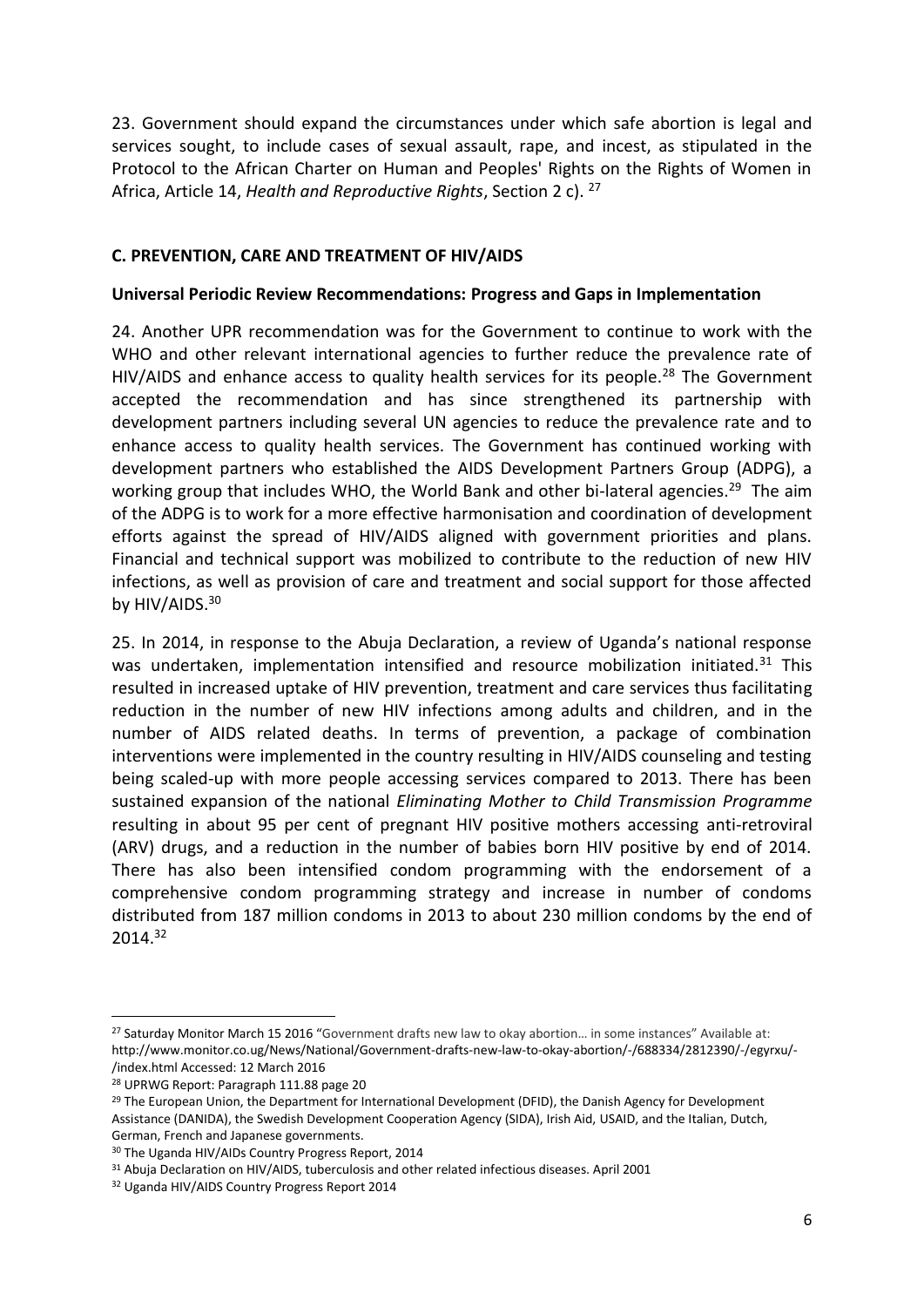23. Government should expand the circumstances under which safe abortion is legal and services sought, to include cases of sexual assault, rape, and incest, as stipulated in the Protocol to the African Charter on Human and Peoples' Rights on the Rights of Women in Africa, Article 14, *Health and Reproductive Rights*, Section 2 c). [27]

### C. PREVENTION, CARE AND TREATMENT OF HIV/AIDS

#### Universal Periodic Review Recommendations: Progress and Gaps in Implementation

24. Another UPR recommendation was for the Government to continue to work with the WHO and other relevant international agencies to further reduce the prevalence rate of HIV/AIDS and enhance access to quality health services for its people.[28] The Government accepted the recommendation and has since strengthened its partnership with development partners including several UN agencies to reduce the prevalence rate and to enhance access to quality health services. The Government has continued working with development partners who established the AIDS Development Partners Group (ADPG), a working group that includes WHO, the World Bank and other bi-lateral agencies.[29] The aim of the ADPG is to work for a more effective harmonisation and coordination of development efforts against the spread of HIV/AIDS aligned with government priorities and plans. Financial and technical support was mobilized to contribute to the reduction of new HIV infections, as well as provision of care and treatment and social support for those affected by HIV/AIDS.[30]

25. In 2014, in response to the Abuja Declaration, a review of Uganda's national response was undertaken, implementation intensified and resource mobilization initiated.[31] This resulted in increased uptake of HIV prevention, treatment and care services thus facilitating reduction in the number of new HIV infections among adults and children, and in the number of AIDS related deaths. In terms of prevention, a package of combination interventions were implemented in the country resulting in HIV/AIDS counseling and testing being scaled-up with more people accessing services compared to 2013. There has been sustained expansion of the national *Eliminating Mother to Child Transmission Programme* resulting in about 95 per cent of pregnant HIV positive mothers accessing anti-retroviral (ARV) drugs, and a reduction in the number of babies born HIV positive by end of 2014. There has also been intensified condom programming with the endorsement of a comprehensive condom programming strategy and increase in number of condoms distributed from 187 million condoms in 2013 to about 230 million condoms by the end of 2014.[32]

---

[27] Saturday Monitor March 15 2016 "Government drafts new law to okay abortion… in some instances" Available at: http://www.monitor.co.ug/News/National/Government-drafts-new-law-to-okay-abortion/-/688334/2812390/-/egyrxu/-/index.html Accessed: 12 March 2016

[28] UPRWG Report: Paragraph 111.88 page 20

[29] The European Union, the Department for International Development (DFID), the Danish Agency for Development Assistance (DANIDA), the Swedish Development Cooperation Agency (SIDA), Irish Aid, USAID, and the Italian, Dutch, German, French and Japanese governments.

[30] The Uganda HIV/AIDs Country Progress Report, 2014

[31] Abuja Declaration on HIV/AIDS, tuberculosis and other related infectious diseases. April 2001

[32] Uganda HIV/AIDS Country Progress Report 2014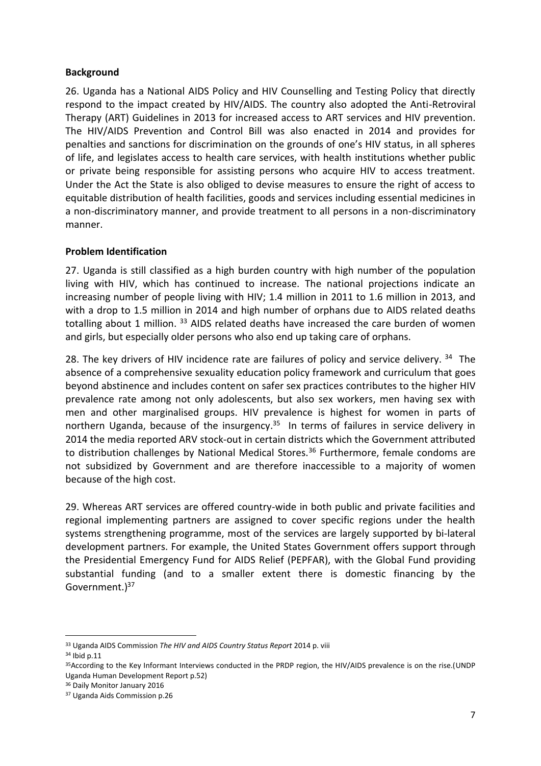**Background**

26. Uganda has a National AIDS Policy and HIV Counselling and Testing Policy that directly respond to the impact created by HIV/AIDS. The country also adopted the Anti-Retroviral Therapy (ART) Guidelines in 2013 for increased access to ART services and HIV prevention. The HIV/AIDS Prevention and Control Bill was also enacted in 2014 and provides for penalties and sanctions for discrimination on the grounds of one's HIV status, in all spheres of life, and legislates access to health care services, with health institutions whether public or private being responsible for assisting persons who acquire HIV to access treatment. Under the Act the State is also obliged to devise measures to ensure the right of access to equitable distribution of health facilities, goods and services including essential medicines in a non-discriminatory manner, and provide treatment to all persons in a non-discriminatory manner.

**Problem Identification**

27. Uganda is still classified as a high burden country with high number of the population living with HIV, which has continued to increase. The national projections indicate an increasing number of people living with HIV; 1.4 million in 2011 to 1.6 million in 2013, and with a drop to 1.5 million in 2014 and high number of orphans due to AIDS related deaths totalling about 1 million. [33] AIDS related deaths have increased the care burden of women and girls, but especially older persons who also end up taking care of orphans.

28. The key drivers of HIV incidence rate are failures of policy and service delivery. [34] The absence of a comprehensive sexuality education policy framework and curriculum that goes beyond abstinence and includes content on safer sex practices contributes to the higher HIV prevalence rate among not only adolescents, but also sex workers, men having sex with men and other marginalised groups. HIV prevalence is highest for women in parts of northern Uganda, because of the insurgency.[35] In terms of failures in service delivery in 2014 the media reported ARV stock-out in certain districts which the Government attributed to distribution challenges by National Medical Stores.[36] Furthermore, female condoms are not subsidized by Government and are therefore inaccessible to a majority of women because of the high cost.

29. Whereas ART services are offered country-wide in both public and private facilities and regional implementing partners are assigned to cover specific regions under the health systems strengthening programme, most of the services are largely supported by bi-lateral development partners. For example, the United States Government offers support through the Presidential Emergency Fund for AIDS Relief (PEPFAR), with the Global Fund providing substantial funding (and to a smaller extent there is domestic financing by the Government.)[37]

---

[33] Uganda AIDS Commission *The HIV and AIDS Country Status Report* 2014 p. viii

[34] Ibid p.11

[35] According to the Key Informant Interviews conducted in the PRDP region, the HIV/AIDS prevalence is on the rise.(UNDP Uganda Human Development Report p.52)

[36] Daily Monitor January 2016

[37] Uganda Aids Commission p.26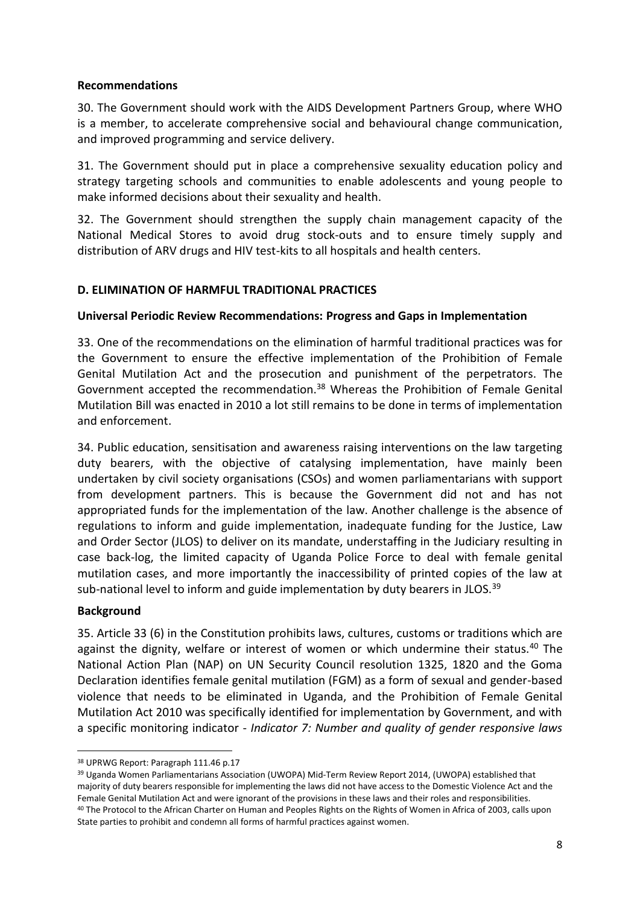**Recommendations**

30. The Government should work with the AIDS Development Partners Group, where WHO is a member, to accelerate comprehensive social and behavioural change communication, and improved programming and service delivery.

31. The Government should put in place a comprehensive sexuality education policy and strategy targeting schools and communities to enable adolescents and young people to make informed decisions about their sexuality and health.

32. The Government should strengthen the supply chain management capacity of the National Medical Stores to avoid drug stock-outs and to ensure timely supply and distribution of ARV drugs and HIV test-kits to all hospitals and health centers.

## D. ELIMINATION OF HARMFUL TRADITIONAL PRACTICES

**Universal Periodic Review Recommendations: Progress and Gaps in Implementation**

33. One of the recommendations on the elimination of harmful traditional practices was for the Government to ensure the effective implementation of the Prohibition of Female Genital Mutilation Act and the prosecution and punishment of the perpetrators. The Government accepted the recommendation.[38] Whereas the Prohibition of Female Genital Mutilation Bill was enacted in 2010 a lot still remains to be done in terms of implementation and enforcement.

34. Public education, sensitisation and awareness raising interventions on the law targeting duty bearers, with the objective of catalysing implementation, have mainly been undertaken by civil society organisations (CSOs) and women parliamentarians with support from development partners. This is because the Government did not and has not appropriated funds for the implementation of the law. Another challenge is the absence of regulations to inform and guide implementation, inadequate funding for the Justice, Law and Order Sector (JLOS) to deliver on its mandate, understaffing in the Judiciary resulting in case back-log, the limited capacity of Uganda Police Force to deal with female genital mutilation cases, and more importantly the inaccessibility of printed copies of the law at sub-national level to inform and guide implementation by duty bearers in JLOS.[39]

**Background**

35. Article 33 (6) in the Constitution prohibits laws, cultures, customs or traditions which are against the dignity, welfare or interest of women or which undermine their status.[40] The National Action Plan (NAP) on UN Security Council resolution 1325, 1820 and the Goma Declaration identifies female genital mutilation (FGM) as a form of sexual and gender-based violence that needs to be eliminated in Uganda, and the Prohibition of Female Genital Mutilation Act 2010 was specifically identified for implementation by Government, and with a specific monitoring indicator - *Indicator 7: Number and quality of gender responsive laws*

---

[38] UPRWG Report: Paragraph 111.46 p.17

[39] Uganda Women Parliamentarians Association (UWOPA) Mid-Term Review Report 2014, (UWOPA) established that majority of duty bearers responsible for implementing the laws did not have access to the Domestic Violence Act and the Female Genital Mutilation Act and were ignorant of the provisions in these laws and their roles and responsibilities.

[40] The Protocol to the African Charter on Human and Peoples Rights on the Rights of Women in Africa of 2003, calls upon State parties to prohibit and condemn all forms of harmful practices against women.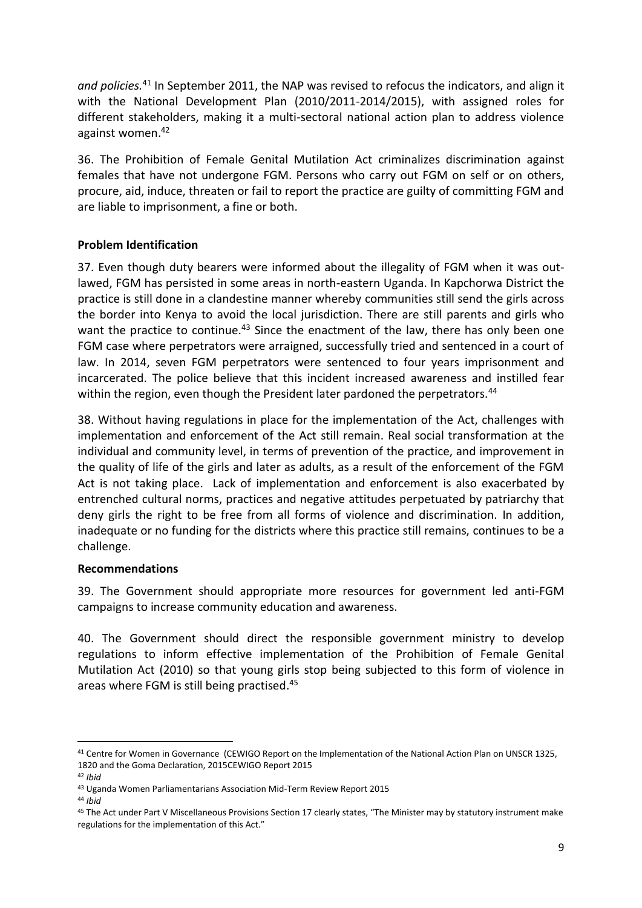*and policies.*[41] In September 2011, the NAP was revised to refocus the indicators, and align it with the National Development Plan (2010/2011-2014/2015), with assigned roles for different stakeholders, making it a multi-sectoral national action plan to address violence against women.[42]

36. The Prohibition of Female Genital Mutilation Act criminalizes discrimination against females that have not undergone FGM. Persons who carry out FGM on self or on others, procure, aid, induce, threaten or fail to report the practice are guilty of committing FGM and are liable to imprisonment, a fine or both.

**Problem Identification**

37. Even though duty bearers were informed about the illegality of FGM when it was outlawed, FGM has persisted in some areas in north-eastern Uganda. In Kapchorwa District the practice is still done in a clandestine manner whereby communities still send the girls across the border into Kenya to avoid the local jurisdiction. There are still parents and girls who want the practice to continue.[43] Since the enactment of the law, there has only been one FGM case where perpetrators were arraigned, successfully tried and sentenced in a court of law. In 2014, seven FGM perpetrators were sentenced to four years imprisonment and incarcerated. The police believe that this incident increased awareness and instilled fear within the region, even though the President later pardoned the perpetrators.[44]

38. Without having regulations in place for the implementation of the Act, challenges with implementation and enforcement of the Act still remain. Real social transformation at the individual and community level, in terms of prevention of the practice, and improvement in the quality of life of the girls and later as adults, as a result of the enforcement of the FGM Act is not taking place. Lack of implementation and enforcement is also exacerbated by entrenched cultural norms, practices and negative attitudes perpetuated by patriarchy that deny girls the right to be free from all forms of violence and discrimination. In addition, inadequate or no funding for the districts where this practice still remains, continues to be a challenge.

**Recommendations**

39. The Government should appropriate more resources for government led anti-FGM campaigns to increase community education and awareness.

40. The Government should direct the responsible government ministry to develop regulations to inform effective implementation of the Prohibition of Female Genital Mutilation Act (2010) so that young girls stop being subjected to this form of violence in areas where FGM is still being practised.[45]

---

[41] Centre for Women in Governance (CEWIGO Report on the Implementation of the National Action Plan on UNSCR 1325, 1820 and the Goma Declaration, 2015CEWIGO Report 2015

[42] *Ibid*

[43] Uganda Women Parliamentarians Association Mid-Term Review Report 2015

[44] *Ibid*

[45] The Act under Part V Miscellaneous Provisions Section 17 clearly states, "The Minister may by statutory instrument make regulations for the implementation of this Act."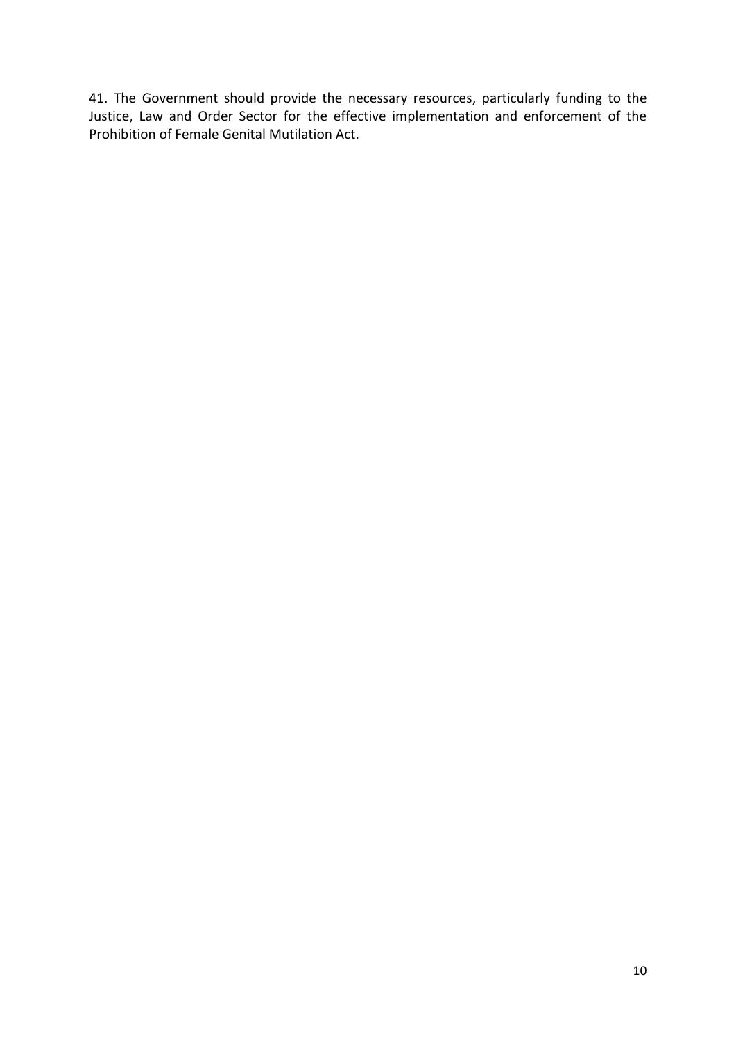41. The Government should provide the necessary resources, particularly funding to the Justice, Law and Order Sector for the effective implementation and enforcement of the Prohibition of Female Genital Mutilation Act.